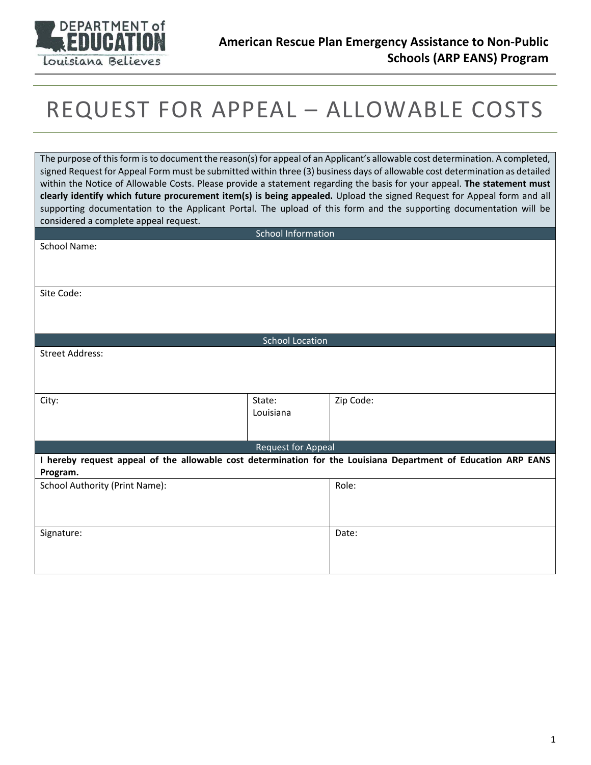Department of Education — Louisiana Believes

**American Rescue Plan Emergency Assistance to Non-Public Schools (ARP EANS) Program**

# REQUEST FOR APPEAL – ALLOWABLE COSTS

The purpose of this form is to document the reason(s) for appeal of an Applicant's allowable cost determination. A completed, signed Request for Appeal Form must be submitted within three (3) business days of allowable cost determination as detailed within the Notice of Allowable Costs. Please provide a statement regarding the basis for your appeal. **The statement must clearly identify which future procurement item(s) is being appealed.** Upload the signed Request for Appeal form and all supporting documentation to the Applicant Portal. The upload of this form and the supporting documentation will be considered a complete appeal request.

## School Information

School Name:

Site Code:

## School Location

Street Address:

| City: | State: Louisiana | Zip Code: |
|---|---|---|
| | | |

## Request for Appeal

**I hereby request appeal of the allowable cost determination for the Louisiana Department of Education ARP EANS Program.**

| School Authority (Print Name): | Role: |
|---|---|
| | |
| **Signature:** | **Date:** |
| | |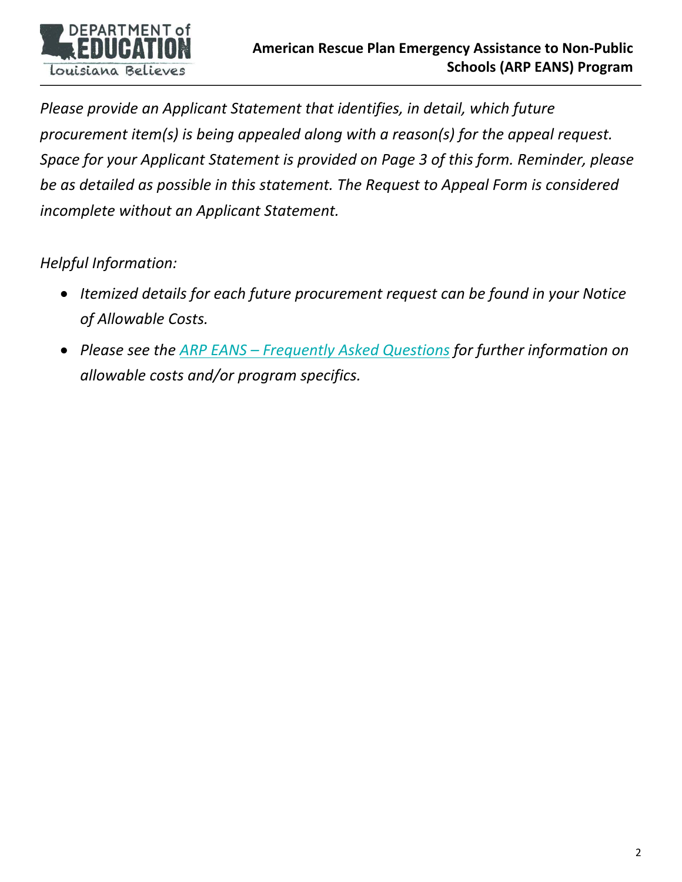*Please provide an Applicant Statement that identifies, in detail, which future procurement item(s) is being appealed along with a reason(s) for the appeal request. Space for your Applicant Statement is provided on Page 3 of this form. Reminder, please be as detailed as possible in this statement. The Request to Appeal Form is considered incomplete without an Applicant Statement.*

*Helpful Information:*

- *Itemized details for each future procurement request can be found in your Notice of Allowable Costs.*
- *Please see the [ARP EANS – Frequently Asked Questions]() for further information on allowable costs and/or program specifics.*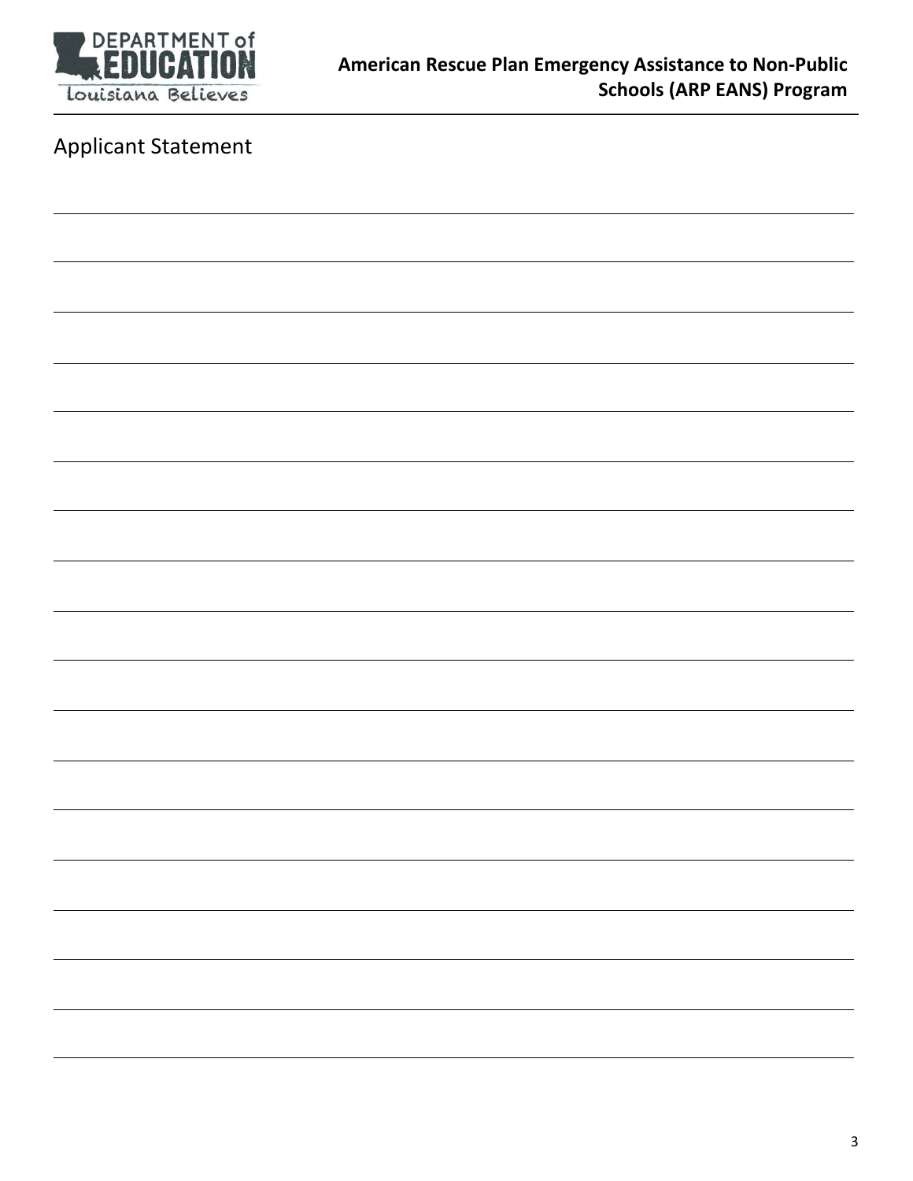## Applicant Statement

___

___

___

___

___

___

___

___

___

___

___

___

___

___

___

___

___